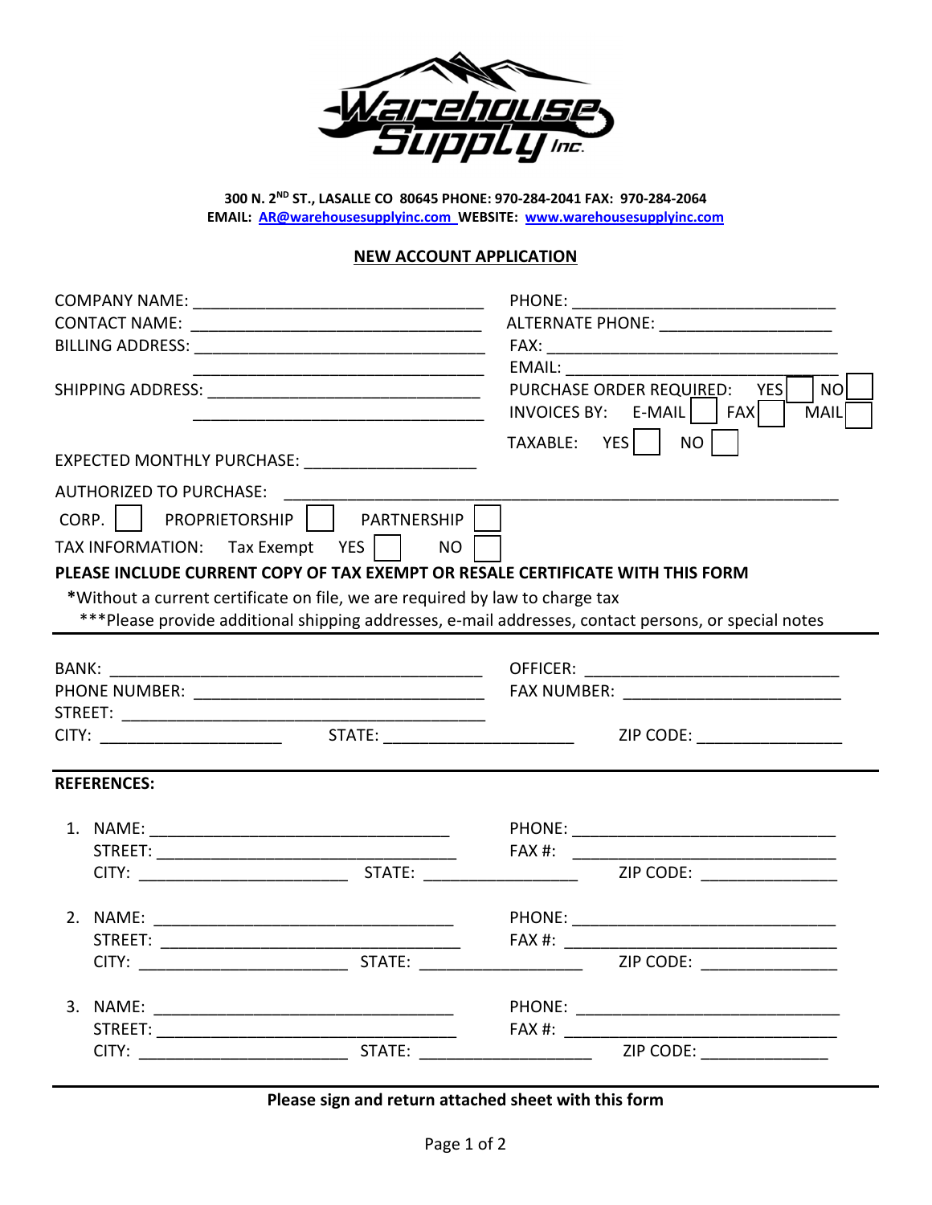**300 N. 2ND ST., LASALLE CO 80645 PHONE: 970-284-2041 FAX: 970-284-2064**
**EMAIL: AR@warehousesupplyinc.com WEBSITE: www.warehousesupplyinc.com**

## NEW ACCOUNT APPLICATION

COMPANY NAME: ______________________________ PHONE: ______________________________

CONTACT NAME: ______________________________ ALTERNATE PHONE: ____________________

BILLING ADDRESS: ______________________________ FAX: ______________________________

______________________________ EMAIL: ______________________________

SHIPPING ADDRESS: ______________________________ PURCHASE ORDER REQUIRED: YES ☐ NO ☐

______________________________ INVOICES BY: E-MAIL ☐ FAX ☐ MAIL ☐

TAXABLE: YES ☐ NO ☐

EXPECTED MONTHLY PURCHASE: ____________________

AUTHORIZED TO PURCHASE: ______________________________________________

CORP. ☐ PROPRIETORSHIP ☐ PARTNERSHIP ☐

TAX INFORMATION: Tax Exempt YES ☐ NO ☐

**PLEASE INCLUDE CURRENT COPY OF TAX EXEMPT OR RESALE CERTIFICATE WITH THIS FORM**

***Without a current certificate on file, we are required by law to charge tax**

***Please provide additional shipping addresses, e-mail addresses, contact persons, or special notes

---

BANK: ______________________________ OFFICER: ______________________________

PHONE NUMBER: ______________________________ FAX NUMBER: ______________________________

STREET: ______________________________

CITY: ____________________ STATE: ____________________ ZIP CODE: ________________

---

**REFERENCES:**

1. NAME: ______________________________ PHONE: ______________________________
   STREET: ______________________________ FAX #: ______________________________
   CITY: ____________________ STATE: ________________ ZIP CODE: ______________

2. NAME: ______________________________ PHONE: ______________________________
   STREET: ______________________________ FAX #: ______________________________
   CITY: ____________________ STATE: ________________ ZIP CODE: ______________

3. NAME: ______________________________ PHONE: ______________________________
   STREET: ______________________________ FAX #: ______________________________
   CITY: ____________________ STATE: ________________ ZIP CODE: ______________

---

**Please sign and return attached sheet with this form**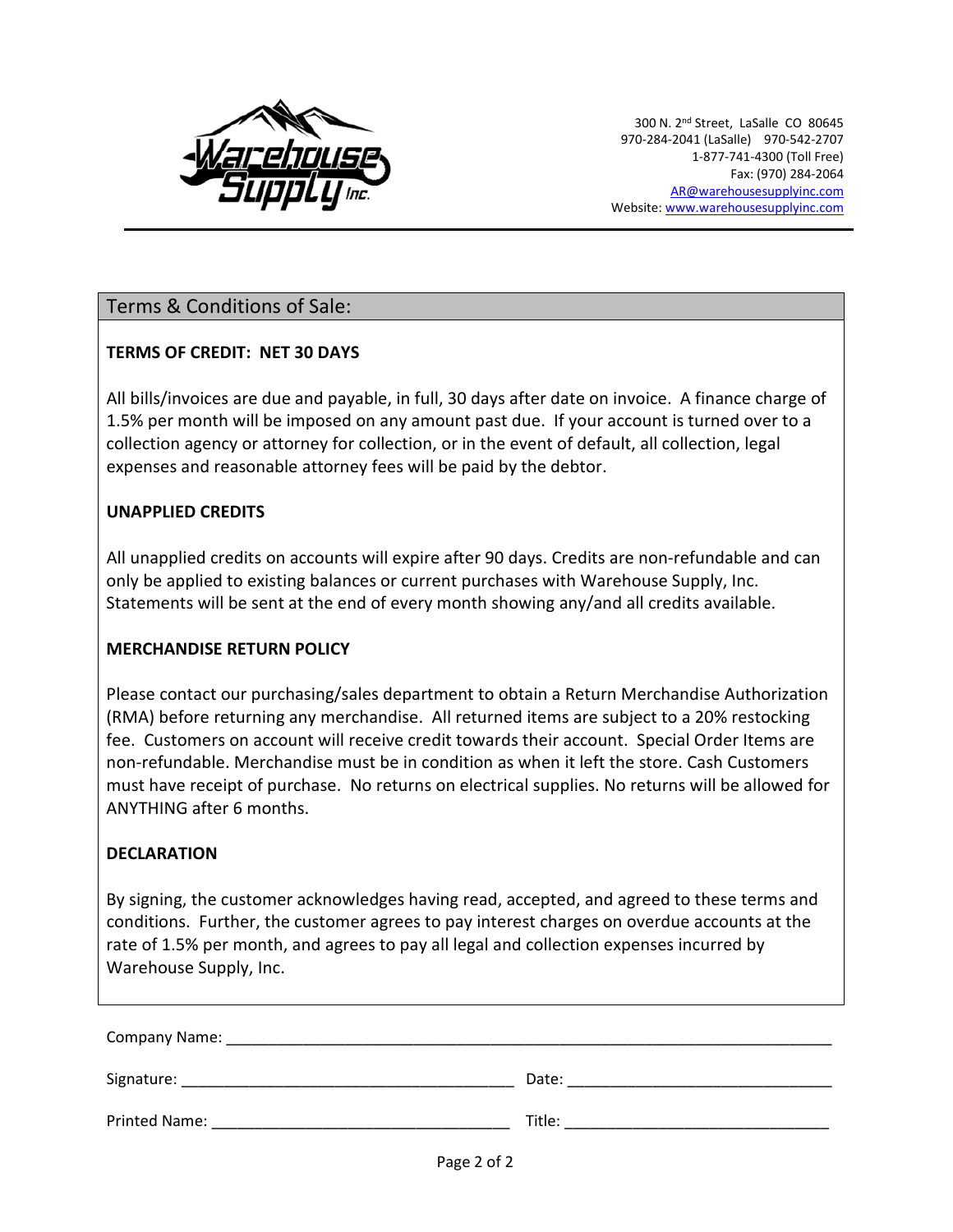300 N. 2nd Street, LaSalle CO 80645
970-284-2041 (LaSalle) 970-542-2707
1-877-741-4300 (Toll Free)
Fax: (970) 284-2064
AR@warehousesupplyinc.com
Website: www.warehousesupplyinc.com

## Terms & Conditions of Sale:

**TERMS OF CREDIT: NET 30 DAYS**

All bills/invoices are due and payable, in full, 30 days after date on invoice. A finance charge of 1.5% per month will be imposed on any amount past due. If your account is turned over to a collection agency or attorney for collection, or in the event of default, all collection, legal expenses and reasonable attorney fees will be paid by the debtor.

**UNAPPLIED CREDITS**

All unapplied credits on accounts will expire after 90 days. Credits are non-refundable and can only be applied to existing balances or current purchases with Warehouse Supply, Inc. Statements will be sent at the end of every month showing any/and all credits available.

**MERCHANDISE RETURN POLICY**

Please contact our purchasing/sales department to obtain a Return Merchandise Authorization (RMA) before returning any merchandise. All returned items are subject to a 20% restocking fee. Customers on account will receive credit towards their account. Special Order Items are non-refundable. Merchandise must be in condition as when it left the store. Cash Customers must have receipt of purchase. No returns on electrical supplies. No returns will be allowed for ANYTHING after 6 months.

**DECLARATION**

By signing, the customer acknowledges having read, accepted, and agreed to these terms and conditions. Further, the customer agrees to pay interest charges on overdue accounts at the rate of 1.5% per month, and agrees to pay all legal and collection expenses incurred by Warehouse Supply, Inc.

Company Name: ____________________________________________

Signature: ______________________________ Date: ______________________

Printed Name: ___________________________ Title: ______________________